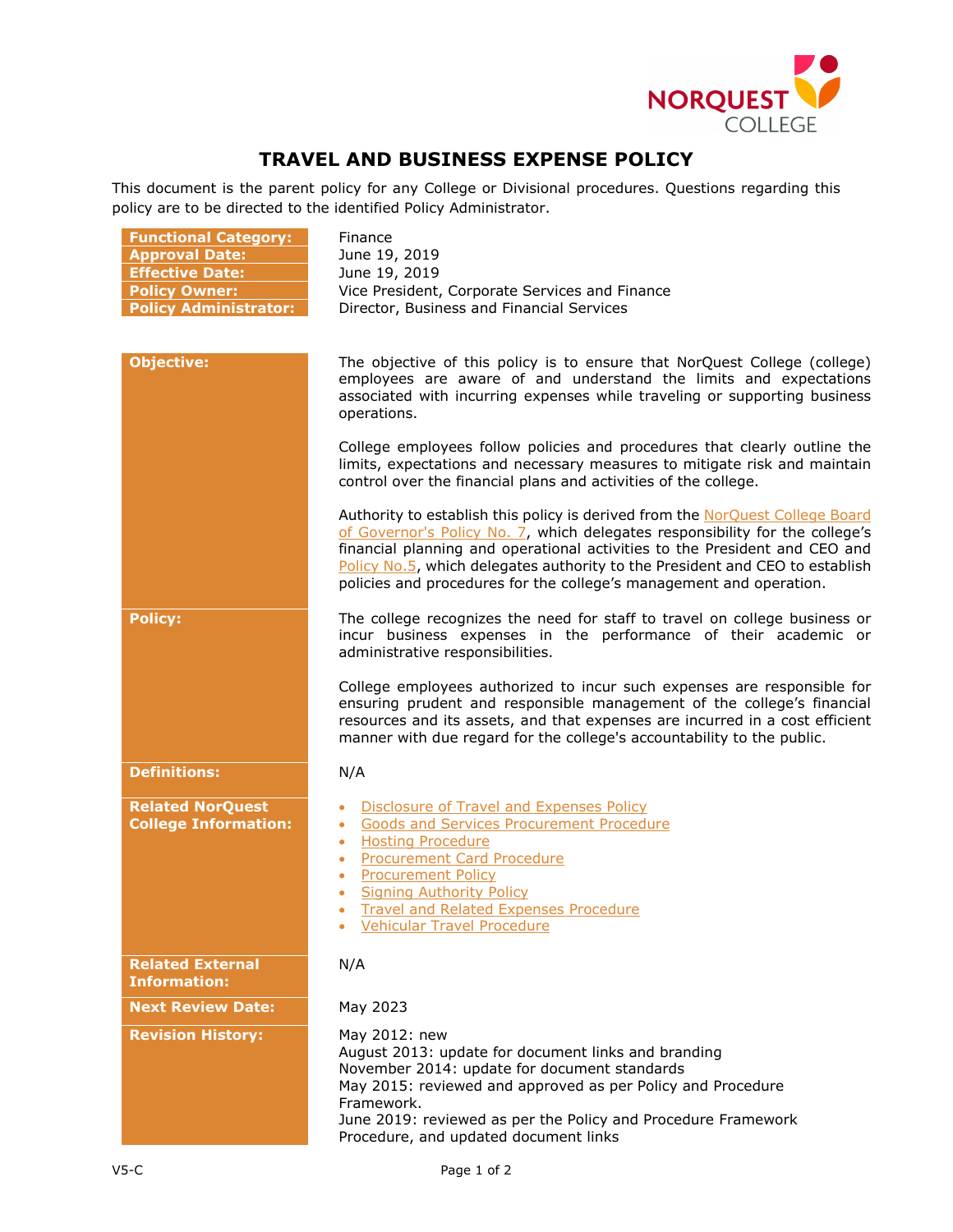# TRAVEL AND BUSINESS EXPENSE POLICY

This document is the parent policy for any College or Divisional procedures. Questions regarding this policy are to be directed to the identified Policy Administrator.

| | |
|---|---|
| **Functional Category:** | Finance |
| **Approval Date:** | June 19, 2019 |
| **Effective Date:** | June 19, 2019 |
| **Policy Owner:** | Vice President, Corporate Services and Finance |
| **Policy Administrator:** | Director, Business and Financial Services |

| | |
|---|---|
| **Objective:** | The objective of this policy is to ensure that NorQuest College (college) employees are aware of and understand the limits and expectations associated with incurring expenses while traveling or supporting business operations.<br><br>College employees follow policies and procedures that clearly outline the limits, expectations and necessary measures to mitigate risk and maintain control over the financial plans and activities of the college.<br><br>Authority to establish this policy is derived from the NorQuest College Board of Governor's Policy No. 7, which delegates responsibility for the college's financial planning and operational activities to the President and CEO and Policy No.5, which delegates authority to the President and CEO to establish policies and procedures for the college's management and operation. |
| **Policy:** | The college recognizes the need for staff to travel on college business or incur business expenses in the performance of their academic or administrative responsibilities.<br><br>College employees authorized to incur such expenses are responsible for ensuring prudent and responsible management of the college's financial resources and its assets, and that expenses are incurred in a cost efficient manner with due regard for the college's accountability to the public. |
| **Definitions:** | N/A |
| **Related NorQuest College Information:** | • Disclosure of Travel and Expenses Policy<br>• Goods and Services Procurement Procedure<br>• Hosting Procedure<br>• Procurement Card Procedure<br>• Procurement Policy<br>• Signing Authority Policy<br>• Travel and Related Expenses Procedure<br>• Vehicular Travel Procedure |
| **Related External Information:** | N/A |
| **Next Review Date:** | May 2023 |
| **Revision History:** | May 2012: new<br>August 2013: update for document links and branding<br>November 2014: update for document standards<br>May 2015: reviewed and approved as per Policy and Procedure Framework.<br>June 2019: reviewed as per the Policy and Procedure Framework Procedure, and updated document links |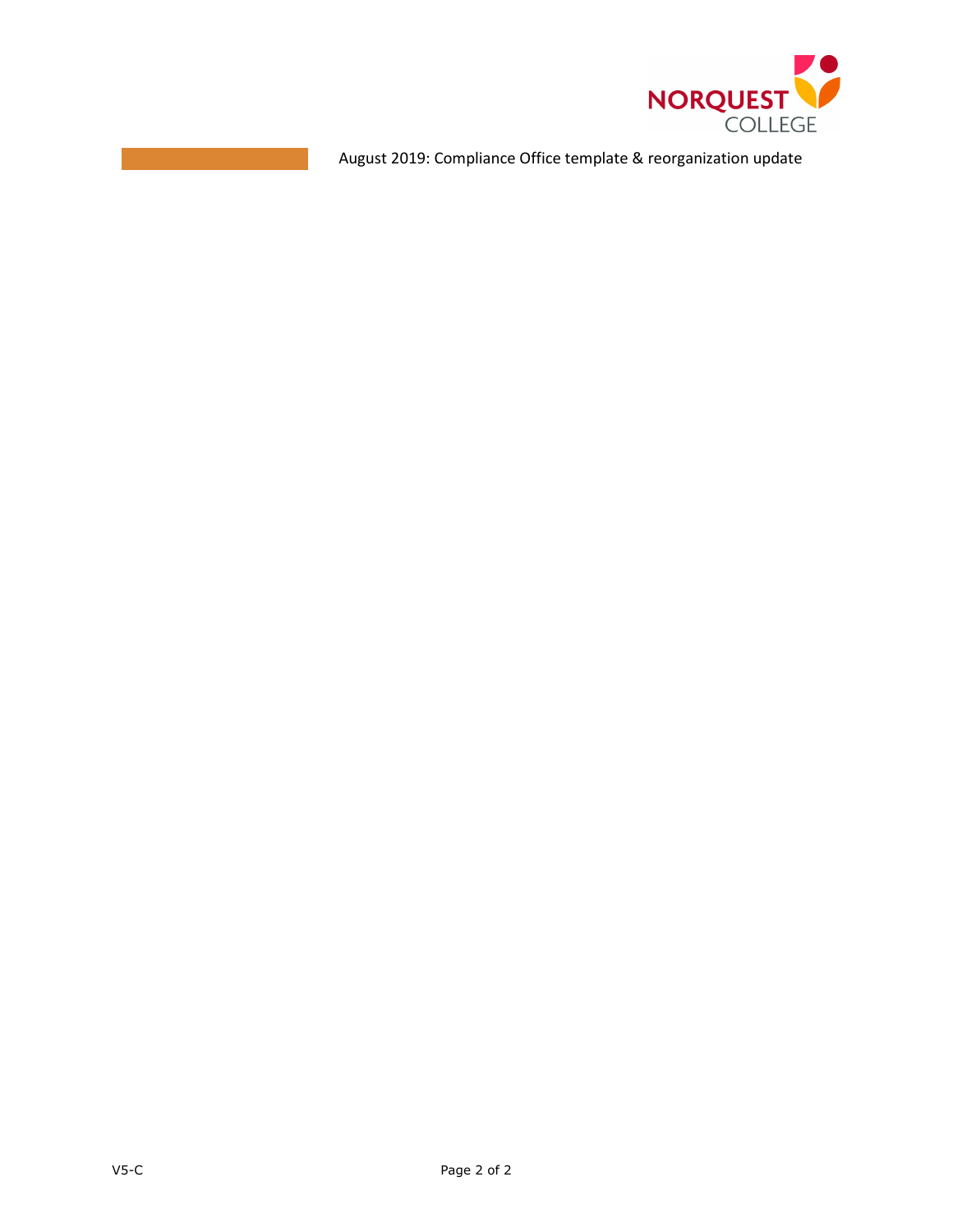August 2019: Compliance Office template & reorganization update